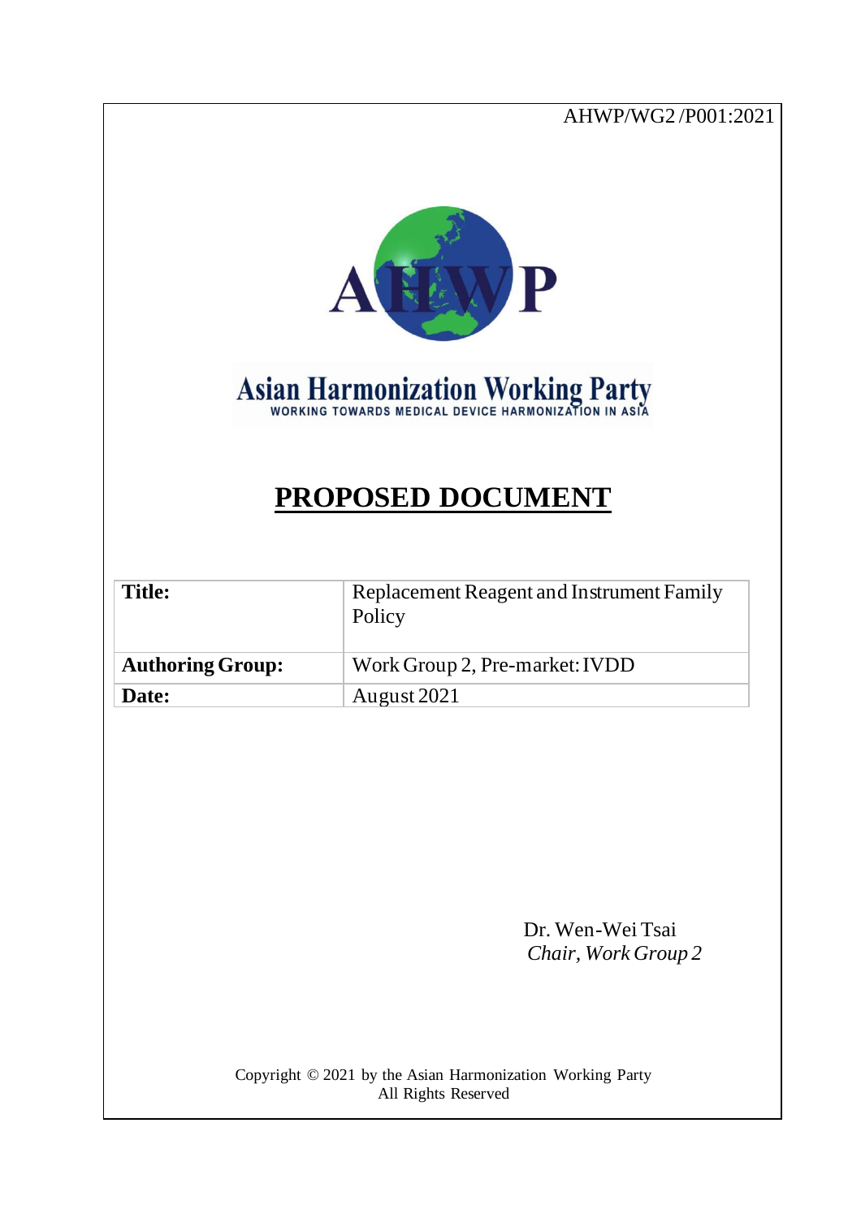AHWP/WG2 /P001:2021

AHWP

Asian Harmonization Working Party

WORKING TOWARDS MEDICAL DEVICE HARMONIZATION IN ASIA

# PROPOSED DOCUMENT

| | |
|---|---|
| **Title:** | Replacement Reagent and Instrument Family Policy |
| **Authoring Group:** | Work Group 2, Pre-market: IVDD |
| **Date:** | August 2021 |

Dr. Wen-Wei Tsai
*Chair, Work Group 2*

Copyright © 2021 by the Asian Harmonization Working Party
All Rights Reserved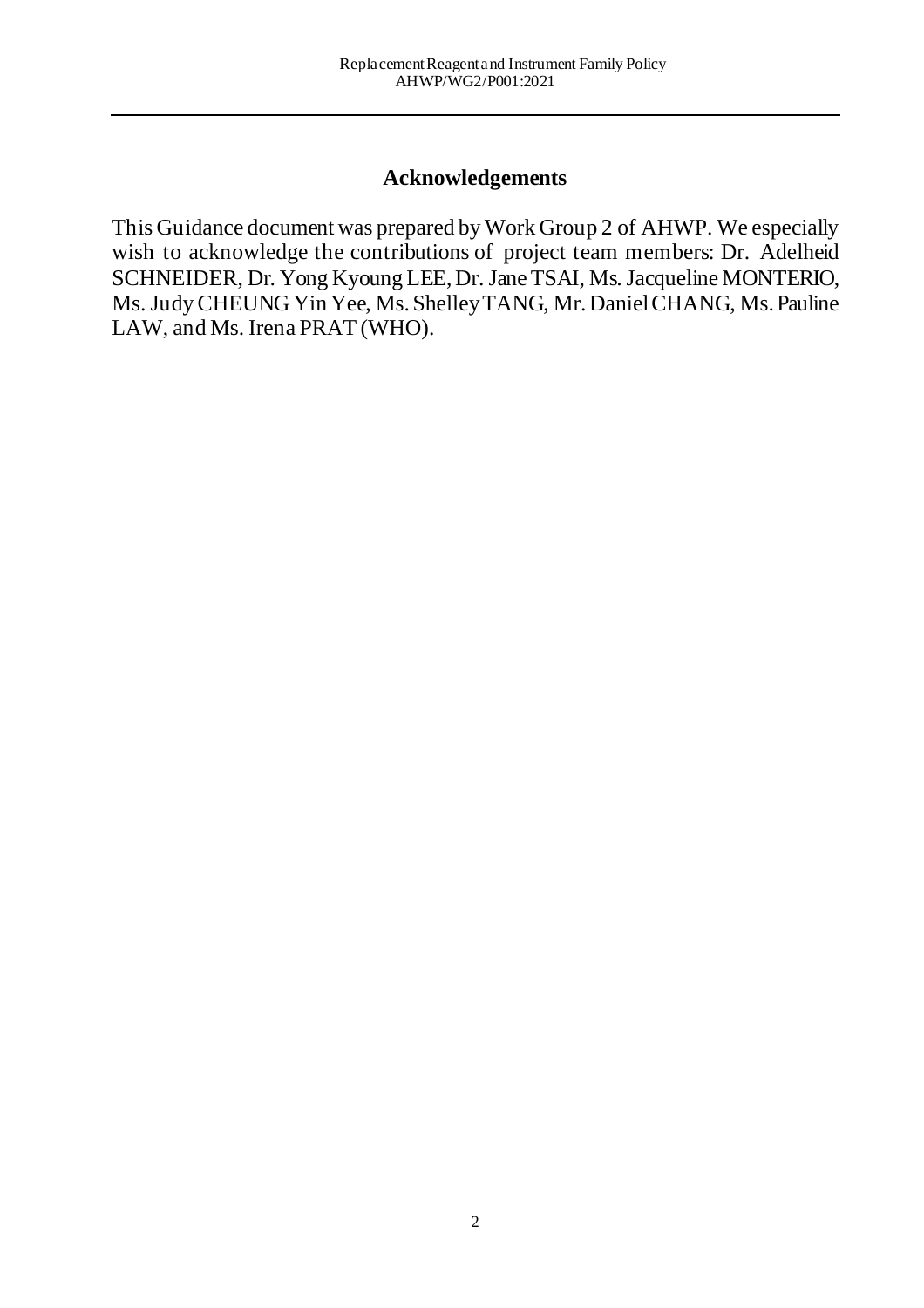## Acknowledgements

This Guidance document was prepared by Work Group 2 of AHWP. We especially wish to acknowledge the contributions of project team members: Dr. Adelheid SCHNEIDER, Dr. Yong Kyoung LEE, Dr. Jane TSAI, Ms. Jacqueline MONTERIO, Ms. Judy CHEUNG Yin Yee, Ms. Shelley TANG, Mr. Daniel CHANG, Ms. Pauline LAW, and Ms. Irena PRAT (WHO).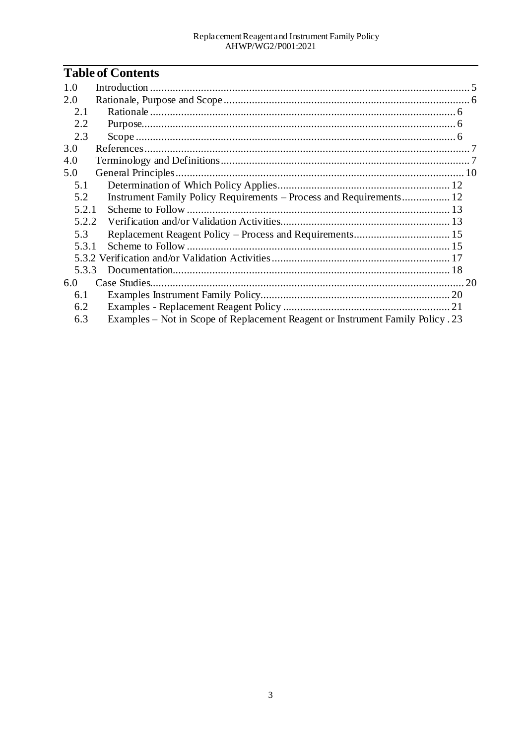# Table of Contents

1.0 Introduction ........ 5
2.0 Rationale, Purpose and Scope ........ 6
  2.1 Rationale ........ 6
  2.2 Purpose ........ 6
  2.3 Scope ........ 6
3.0 References ........ 7
4.0 Terminology and Definitions ........ 7
5.0 General Principles ........ 10
  5.1 Determination of Which Policy Applies ........ 12
  5.2 Instrument Family Policy Requirements – Process and Requirements ........ 12
  5.2.1 Scheme to Follow ........ 13
  5.2.2 Verification and/or Validation Activities ........ 13
  5.3 Replacement Reagent Policy – Process and Requirements ........ 15
  5.3.1 Scheme to Follow ........ 15
  5.3.2 Verification and/or Validation Activities ........ 17
  5.3.3 Documentation ........ 18
6.0 Case Studies ........ 20
  6.1 Examples Instrument Family Policy ........ 20
  6.2 Examples - Replacement Reagent Policy ........ 21
  6.3 Examples – Not in Scope of Replacement Reagent or Instrument Family Policy ........ 23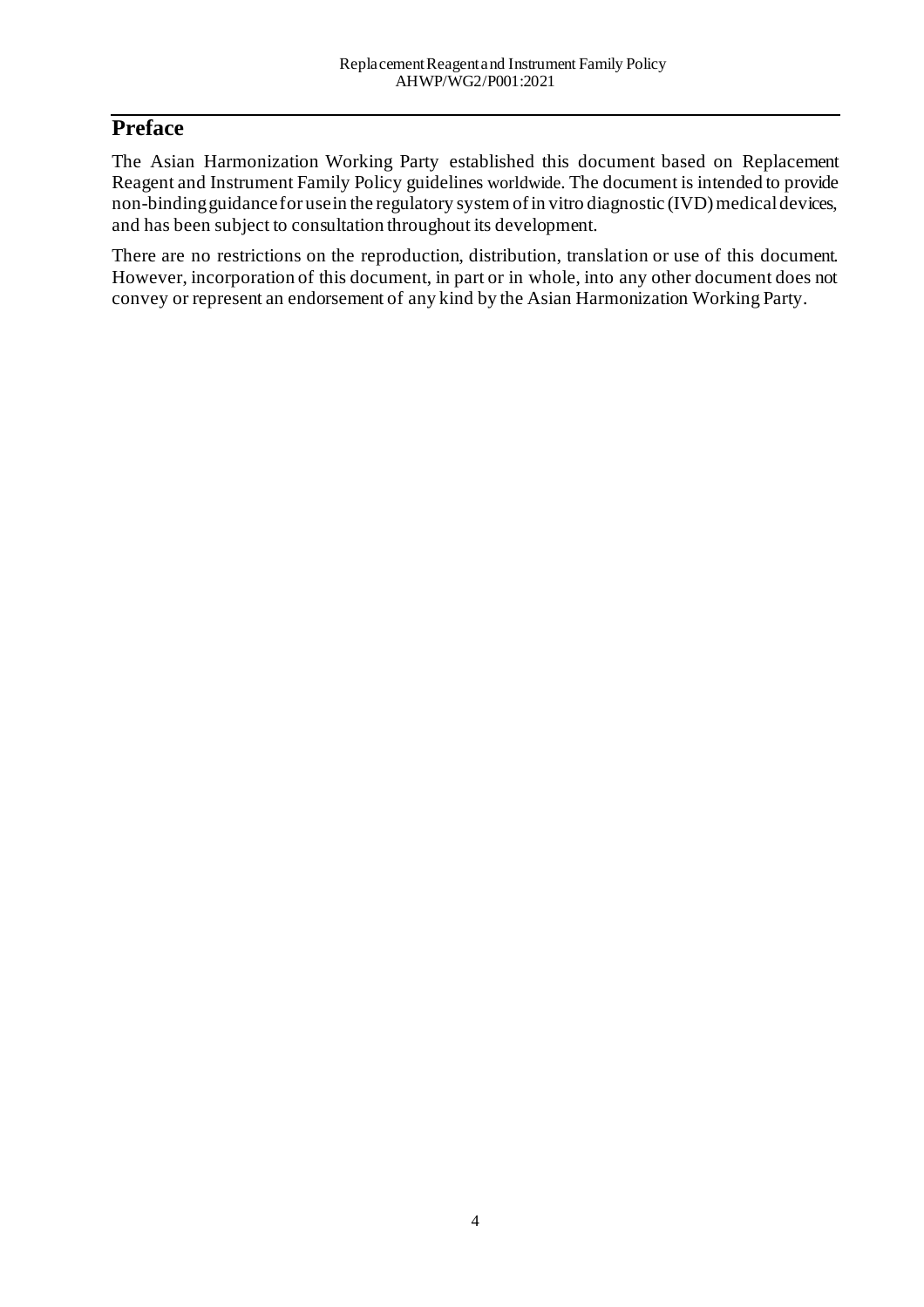# Preface

The Asian Harmonization Working Party established this document based on Replacement Reagent and Instrument Family Policy guidelines worldwide. The document is intended to provide non-binding guidance for use in the regulatory system of in vitro diagnostic (IVD) medical devices, and has been subject to consultation throughout its development.

There are no restrictions on the reproduction, distribution, translation or use of this document. However, incorporation of this document, in part or in whole, into any other document does not convey or represent an endorsement of any kind by the Asian Harmonization Working Party.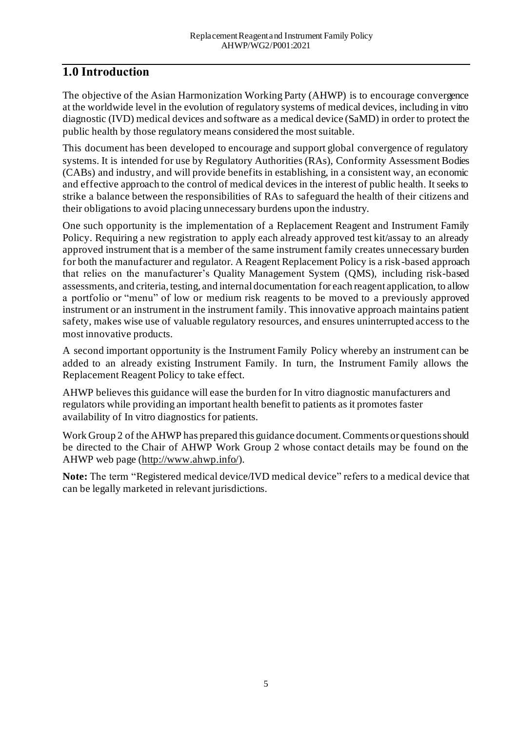## 1.0 Introduction

The objective of the Asian Harmonization Working Party (AHWP) is to encourage convergence at the worldwide level in the evolution of regulatory systems of medical devices, including in vitro diagnostic (IVD) medical devices and software as a medical device (SaMD) in order to protect the public health by those regulatory means considered the most suitable.

This document has been developed to encourage and support global convergence of regulatory systems. It is intended for use by Regulatory Authorities (RAs), Conformity Assessment Bodies (CABs) and industry, and will provide benefits in establishing, in a consistent way, an economic and effective approach to the control of medical devices in the interest of public health. It seeks to strike a balance between the responsibilities of RAs to safeguard the health of their citizens and their obligations to avoid placing unnecessary burdens upon the industry.

One such opportunity is the implementation of a Replacement Reagent and Instrument Family Policy. Requiring a new registration to apply each already approved test kit/assay to an already approved instrument that is a member of the same instrument family creates unnecessary burden for both the manufacturer and regulator. A Reagent Replacement Policy is a risk-based approach that relies on the manufacturer's Quality Management System (QMS), including risk-based assessments, and criteria, testing, and internal documentation for each reagent application, to allow a portfolio or "menu" of low or medium risk reagents to be moved to a previously approved instrument or an instrument in the instrument family. This innovative approach maintains patient safety, makes wise use of valuable regulatory resources, and ensures uninterrupted access to the most innovative products.

A second important opportunity is the Instrument Family Policy whereby an instrument can be added to an already existing Instrument Family. In turn, the Instrument Family allows the Replacement Reagent Policy to take effect.

AHWP believes this guidance will ease the burden for In vitro diagnostic manufacturers and regulators while providing an important health benefit to patients as it promotes faster availability of In vitro diagnostics for patients.

Work Group 2 of the AHWP has prepared this guidance document. Comments or questions should be directed to the Chair of AHWP Work Group 2 whose contact details may be found on the AHWP web page (http://www.ahwp.info/).

**Note:** The term "Registered medical device/IVD medical device" refers to a medical device that can be legally marketed in relevant jurisdictions.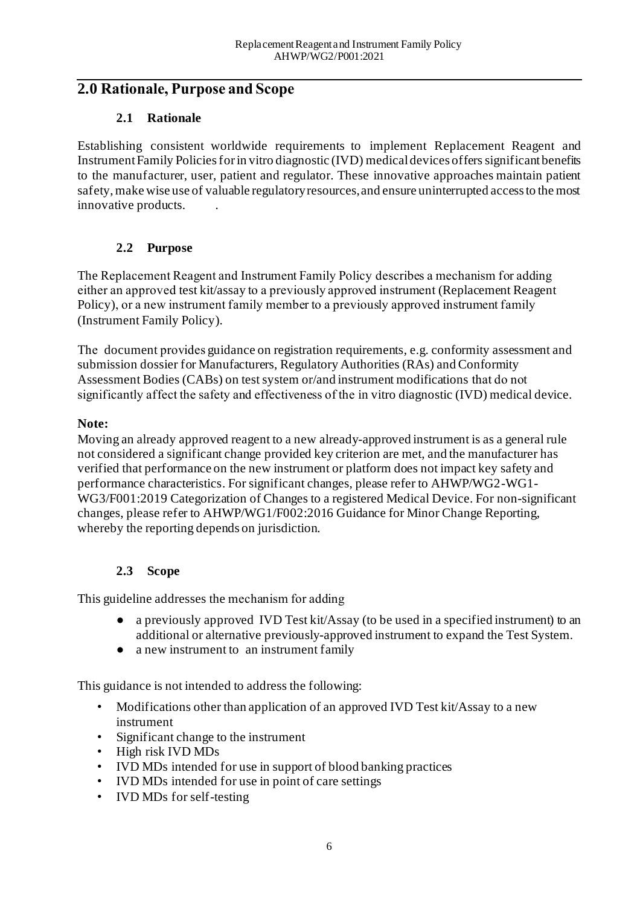## 2.0 Rationale, Purpose and Scope

### 2.1 Rationale

Establishing consistent worldwide requirements to implement Replacement Reagent and Instrument Family Policies for in vitro diagnostic (IVD) medical devices offers significant benefits to the manufacturer, user, patient and regulator. These innovative approaches maintain patient safety, make wise use of valuable regulatory resources, and ensure uninterrupted access to the most innovative products. .

### 2.2 Purpose

The Replacement Reagent and Instrument Family Policy describes a mechanism for adding either an approved test kit/assay to a previously approved instrument (Replacement Reagent Policy), or a new instrument family member to a previously approved instrument family (Instrument Family Policy).

The document provides guidance on registration requirements, e.g. conformity assessment and submission dossier for Manufacturers, Regulatory Authorities (RAs) and Conformity Assessment Bodies (CABs) on test system or/and instrument modifications that do not significantly affect the safety and effectiveness of the in vitro diagnostic (IVD) medical device.

**Note:**
Moving an already approved reagent to a new already-approved instrument is as a general rule not considered a significant change provided key criterion are met, and the manufacturer has verified that performance on the new instrument or platform does not impact key safety and performance characteristics. For significant changes, please refer to AHWP/WG2-WG1-WG3/F001:2019 Categorization of Changes to a registered Medical Device. For non-significant changes, please refer to AHWP/WG1/F002:2016 Guidance for Minor Change Reporting, whereby the reporting depends on jurisdiction.

### 2.3 Scope

This guideline addresses the mechanism for adding

- a previously approved IVD Test kit/Assay (to be used in a specified instrument) to an additional or alternative previously-approved instrument to expand the Test System.
- a new instrument to an instrument family

This guidance is not intended to address the following:

- Modifications other than application of an approved IVD Test kit/Assay to a new instrument
- Significant change to the instrument
- High risk IVD MDs
- IVD MDs intended for use in support of blood banking practices
- IVD MDs intended for use in point of care settings
- IVD MDs for self-testing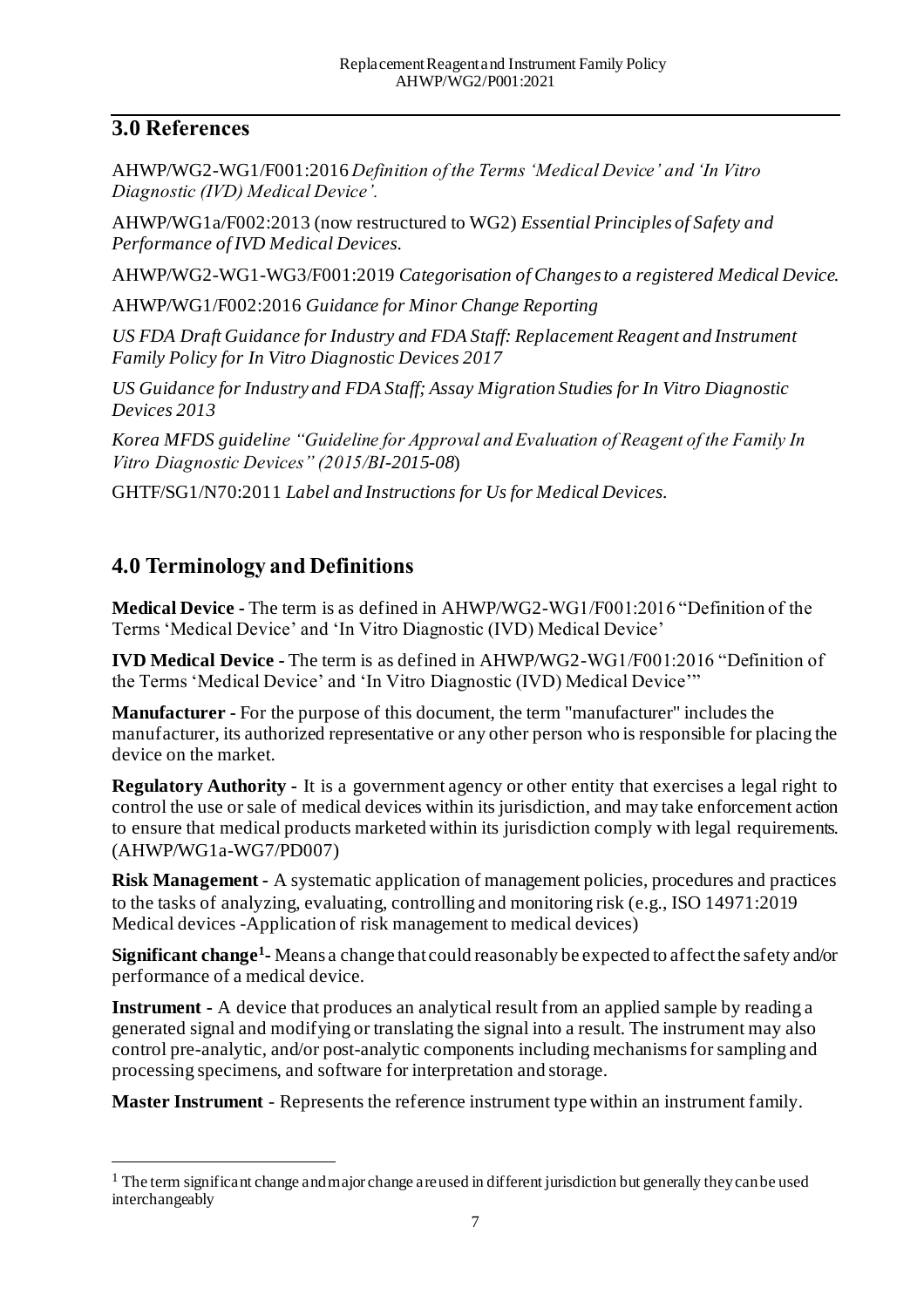## 3.0 References

AHWP/WG2-WG1/F001:2016 *Definition of the Terms 'Medical Device' and 'In Vitro Diagnostic (IVD) Medical Device'.*

AHWP/WG1a/F002:2013 (now restructured to WG2) *Essential Principles of Safety and Performance of IVD Medical Devices.*

AHWP/WG2-WG1-WG3/F001:2019 *Categorisation of Changes to a registered Medical Device.*

AHWP/WG1/F002:2016 *Guidance for Minor Change Reporting*

*US FDA Draft Guidance for Industry and FDA Staff: Replacement Reagent and Instrument Family Policy for In Vitro Diagnostic Devices 2017*

*US Guidance for Industry and FDA Staff; Assay Migration Studies for In Vitro Diagnostic Devices 2013*

*Korea MFDS guideline "Guideline for Approval and Evaluation of Reagent of the Family In Vitro Diagnostic Devices" (2015/BI-2015-08*)

GHTF/SG1/N70:2011 *Label and Instructions for Us for Medical Devices.*

## 4.0 Terminology and Definitions

**Medical Device -** The term is as defined in AHWP/WG2-WG1/F001:2016 "Definition of the Terms 'Medical Device' and 'In Vitro Diagnostic (IVD) Medical Device'

**IVD Medical Device -** The term is as defined in AHWP/WG2-WG1/F001:2016 "Definition of the Terms 'Medical Device' and 'In Vitro Diagnostic (IVD) Medical Device'"

**Manufacturer -** For the purpose of this document, the term "manufacturer" includes the manufacturer, its authorized representative or any other person who is responsible for placing the device on the market.

**Regulatory Authority -** It is a government agency or other entity that exercises a legal right to control the use or sale of medical devices within its jurisdiction, and may take enforcement action to ensure that medical products marketed within its jurisdiction comply with legal requirements. (AHWP/WG1a-WG7/PD007)

**Risk Management -** A systematic application of management policies, procedures and practices to the tasks of analyzing, evaluating, controlling and monitoring risk (e.g., ISO 14971:2019 Medical devices -Application of risk management to medical devices)

**Significant change[1]-** Means a change that could reasonably be expected to affect the safety and/or performance of a medical device.

**Instrument -** A device that produces an analytical result from an applied sample by reading a generated signal and modifying or translating the signal into a result. The instrument may also control pre-analytic, and/or post-analytic components including mechanisms for sampling and processing specimens, and software for interpretation and storage.

**Master Instrument** - Represents the reference instrument type within an instrument family.

---

[1] The term significant change and major change are used in different jurisdiction but generally they can be used interchangeably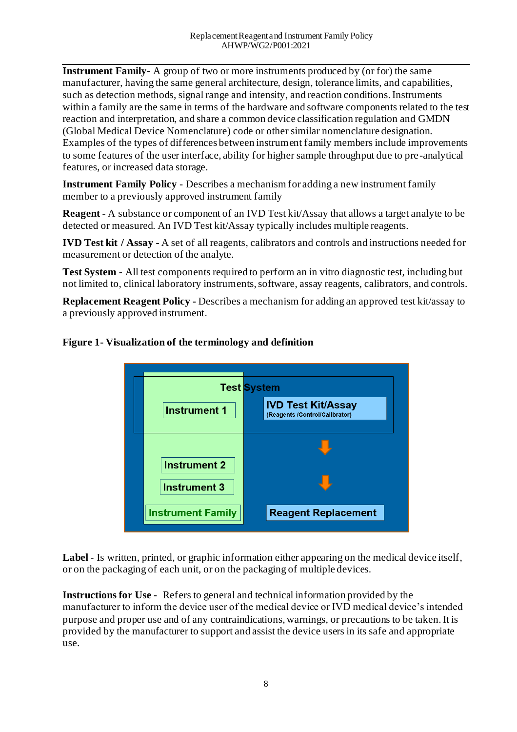**Instrument Family**- A group of two or more instruments produced by (or for) the same manufacturer, having the same general architecture, design, tolerance limits, and capabilities, such as detection methods, signal range and intensity, and reaction conditions. Instruments within a family are the same in terms of the hardware and software components related to the test reaction and interpretation, and share a common device classification regulation and GMDN (Global Medical Device Nomenclature) code or other similar nomenclature designation. Examples of the types of differences between instrument family members include improvements to some features of the user interface, ability for higher sample throughput due to pre-analytical features, or increased data storage.

**Instrument Family Policy** - Describes a mechanism for adding a new instrument family member to a previously approved instrument family

**Reagent** - A substance or component of an IVD Test kit/Assay that allows a target analyte to be detected or measured. An IVD Test kit/Assay typically includes multiple reagents.

**IVD Test kit / Assay** - A set of all reagents, calibrators and controls and instructions needed for measurement or detection of the analyte.

**Test System** - All test components required to perform an in vitro diagnostic test, including but not limited to, clinical laboratory instruments, software, assay reagents, calibrators, and controls.

**Replacement Reagent Policy** - Describes a mechanism for adding an approved test kit/assay to a previously approved instrument.

**Figure 1- Visualization of the terminology and definition**

Test System
Instrument 1
IVD Test Kit/Assay
(Reagents /Control/Calibrator)
Instrument 2
Instrument 3
Instrument Family
Reagent Replacement

**Label** - Is written, printed, or graphic information either appearing on the medical device itself, or on the packaging of each unit, or on the packaging of multiple devices.

**Instructions for Use** - Refers to general and technical information provided by the manufacturer to inform the device user of the medical device or IVD medical device's intended purpose and proper use and of any contraindications, warnings, or precautions to be taken. It is provided by the manufacturer to support and assist the device users in its safe and appropriate use.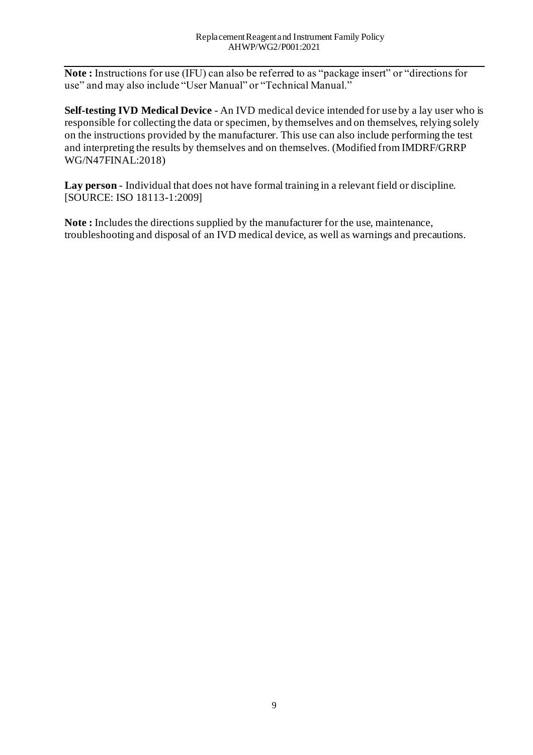**Note :** Instructions for use (IFU) can also be referred to as "package insert" or "directions for use" and may also include "User Manual" or "Technical Manual."

**Self-testing IVD Medical Device** - An IVD medical device intended for use by a lay user who is responsible for collecting the data or specimen, by themselves and on themselves, relying solely on the instructions provided by the manufacturer. This use can also include performing the test and interpreting the results by themselves and on themselves. (Modified from IMDRF/GRRP WG/N47FINAL:2018)

**Lay person** - Individual that does not have formal training in a relevant field or discipline. [SOURCE: ISO 18113-1:2009]

**Note :** Includes the directions supplied by the manufacturer for the use, maintenance, troubleshooting and disposal of an IVD medical device, as well as warnings and precautions.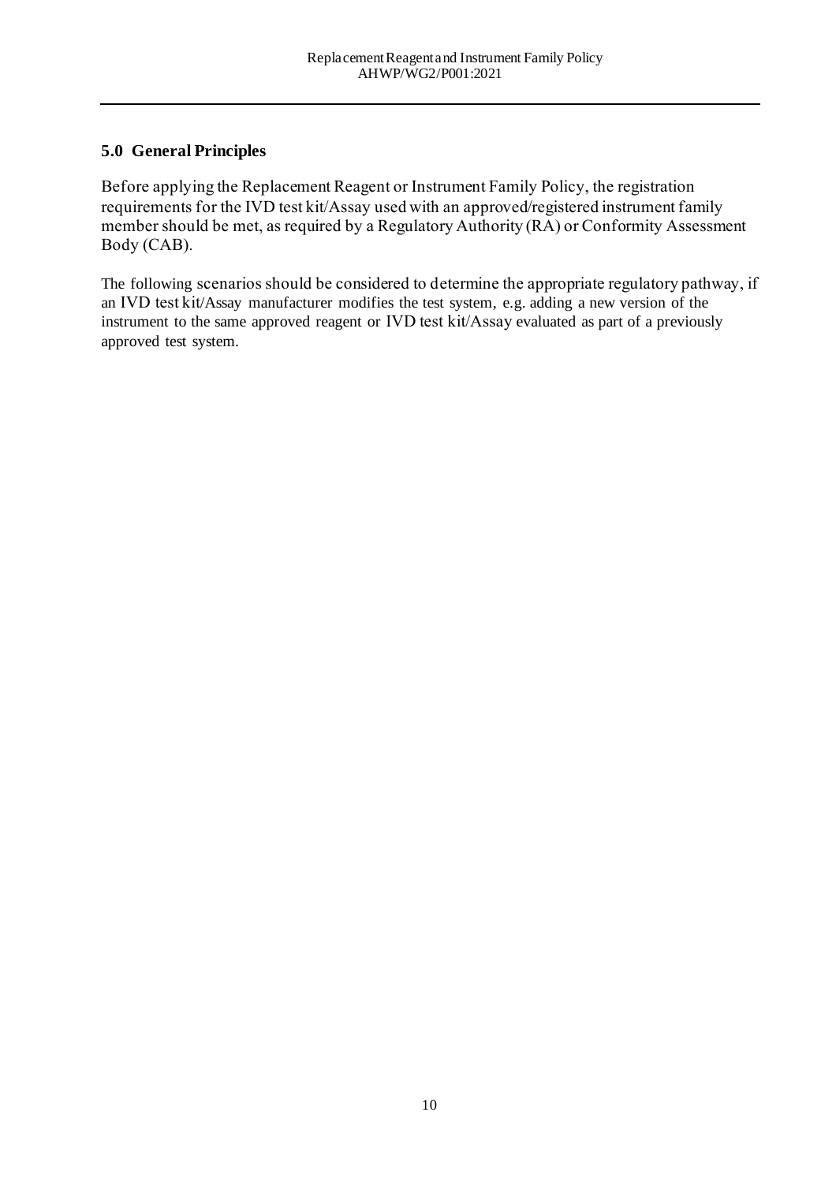## 5.0 General Principles

Before applying the Replacement Reagent or Instrument Family Policy, the registration requirements for the IVD test kit/Assay used with an approved/registered instrument family member should be met, as required by a Regulatory Authority (RA) or Conformity Assessment Body (CAB).

The following scenarios should be considered to determine the appropriate regulatory pathway, if an IVD test kit/Assay manufacturer modifies the test system, e.g. adding a new version of the instrument to the same approved reagent or IVD test kit/Assay evaluated as part of a previously approved test system.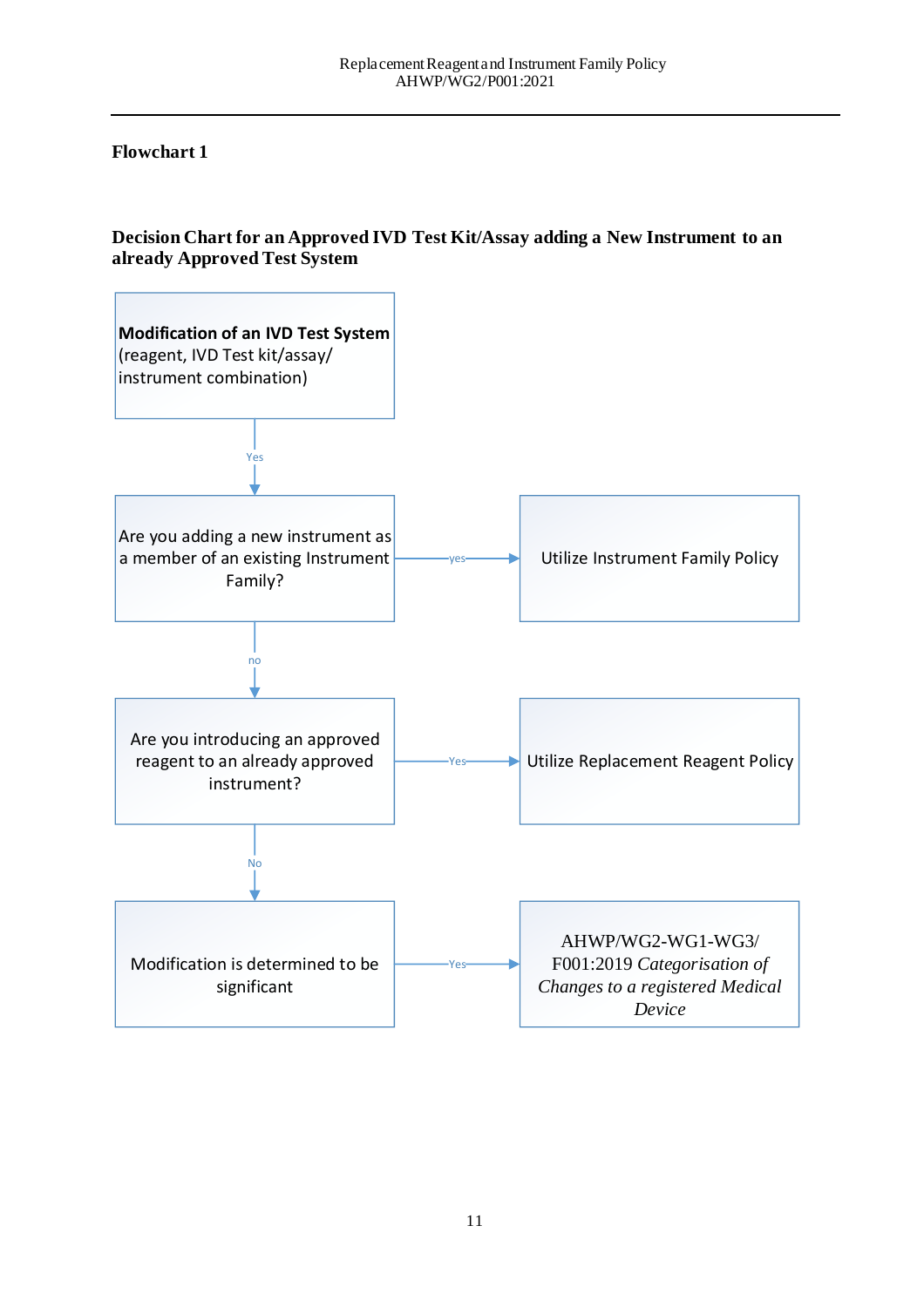**Flowchart 1**

**Decision Chart for an Approved IVD Test Kit/Assay adding a New Instrument to an already Approved Test System**

**Modification of an IVD Test System** (reagent, IVD Test kit/assay/ instrument combination)

Yes

Are you adding a new instrument as a member of an existing Instrument Family?

yes

Utilize Instrument Family Policy

no

Are you introducing an approved reagent to an already approved instrument?

Yes

Utilize Replacement Reagent Policy

No

Modification is determined to be significant

Yes

AHWP/WG2-WG1-WG3/ F001:2019 *Categorisation of Changes to a registered Medical Device*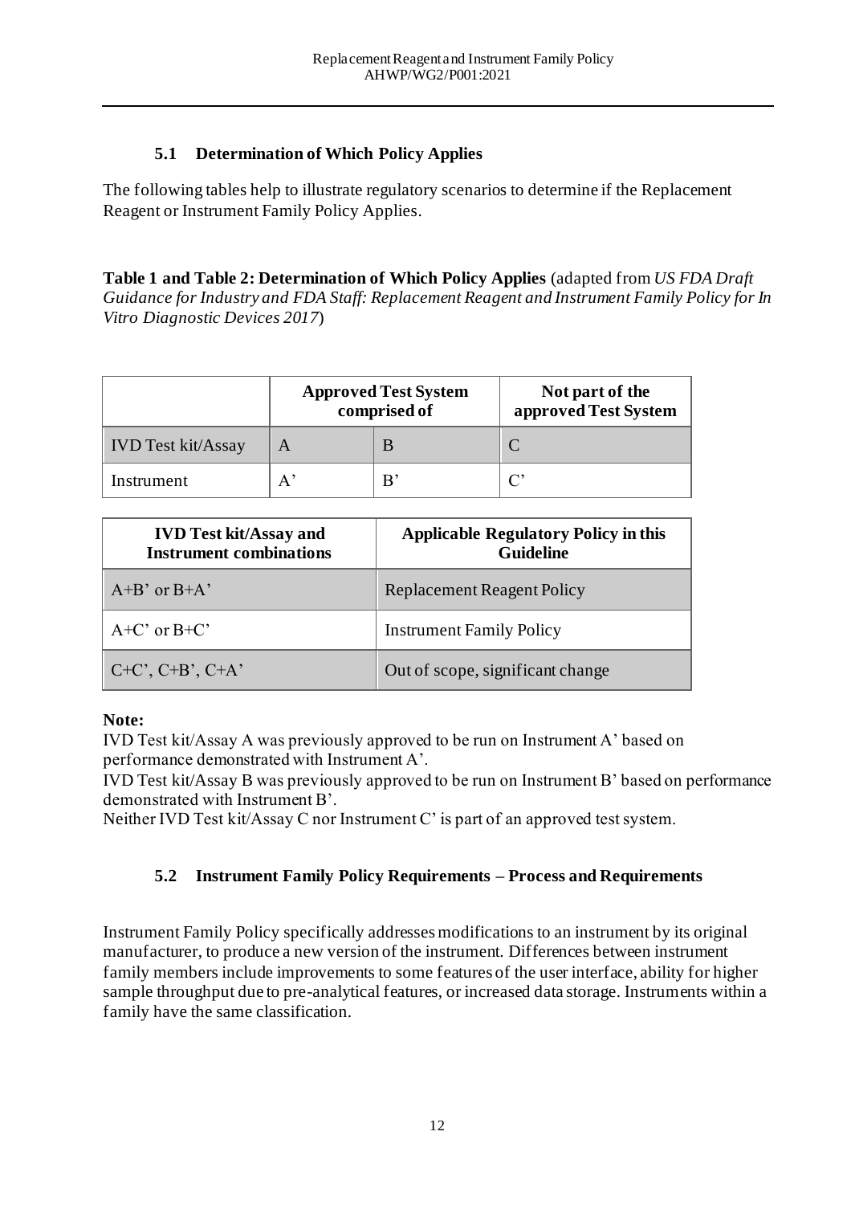### 5.1 Determination of Which Policy Applies

The following tables help to illustrate regulatory scenarios to determine if the Replacement Reagent or Instrument Family Policy Applies.

**Table 1 and Table 2: Determination of Which Policy Applies** (adapted from *US FDA Draft Guidance for Industry and FDA Staff: Replacement Reagent and Instrument Family Policy for In Vitro Diagnostic Devices 2017*)

| | Approved Test System comprised of | | Not part of the approved Test System |
|---|---|---|---|
| IVD Test kit/Assay | A | B | C |
| Instrument | A' | B' | C' |

| IVD Test kit/Assay and Instrument combinations | Applicable Regulatory Policy in this Guideline |
|---|---|
| A+B' or B+A' | Replacement Reagent Policy |
| A+C' or B+C' | Instrument Family Policy |
| C+C', C+B', C+A' | Out of scope, significant change |

**Note:**
IVD Test kit/Assay A was previously approved to be run on Instrument A' based on performance demonstrated with Instrument A'.
IVD Test kit/Assay B was previously approved to be run on Instrument B' based on performance demonstrated with Instrument B'.
Neither IVD Test kit/Assay C nor Instrument C' is part of an approved test system.

### 5.2 Instrument Family Policy Requirements – Process and Requirements

Instrument Family Policy specifically addresses modifications to an instrument by its original manufacturer, to produce a new version of the instrument. Differences between instrument family members include improvements to some features of the user interface, ability for higher sample throughput due to pre-analytical features, or increased data storage. Instruments within a family have the same classification.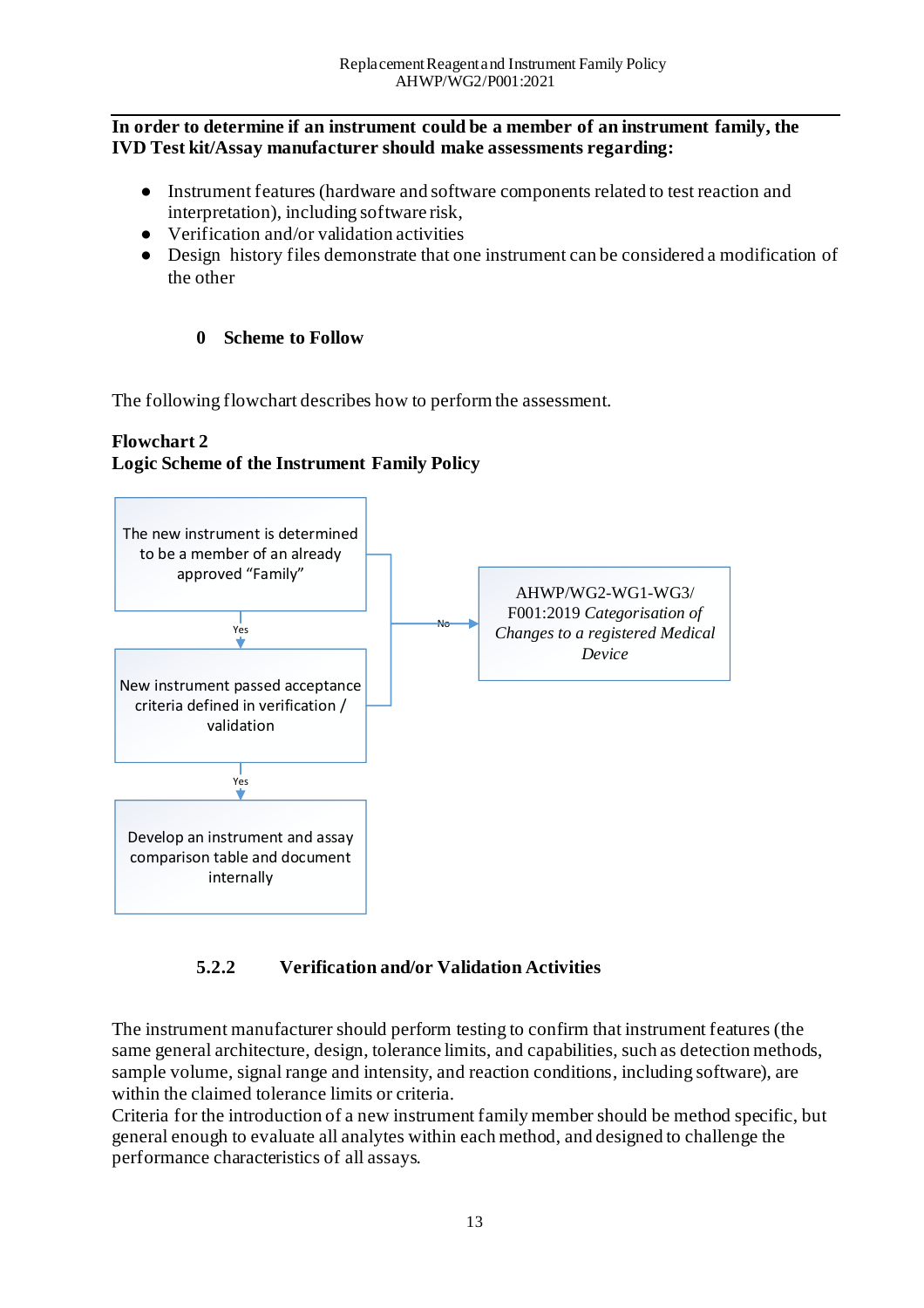**In order to determine if an instrument could be a member of an instrument family, the IVD Test kit/Assay manufacturer should make assessments regarding:**

- Instrument features (hardware and software components related to test reaction and interpretation), including software risk,
- Verification and/or validation activities
- Design history files demonstrate that one instrument can be considered a modification of the other

### 0 Scheme to Follow

The following flowchart describes how to perform the assessment.

**Flowchart 2**
**Logic Scheme of the Instrument Family Policy**

The new instrument is determined to be a member of an already approved "Family"

Yes

New instrument passed acceptance criteria defined in verification / validation

Yes

Develop an instrument and assay comparison table and document internally

No

AHWP/WG2-WG1-WG3/ F001:2019 *Categorisation of Changes to a registered Medical Device*

### 5.2.2 Verification and/or Validation Activities

The instrument manufacturer should perform testing to confirm that instrument features (the same general architecture, design, tolerance limits, and capabilities, such as detection methods, sample volume, signal range and intensity, and reaction conditions, including software), are within the claimed tolerance limits or criteria.
Criteria for the introduction of a new instrument family member should be method specific, but general enough to evaluate all analytes within each method, and designed to challenge the performance characteristics of all assays.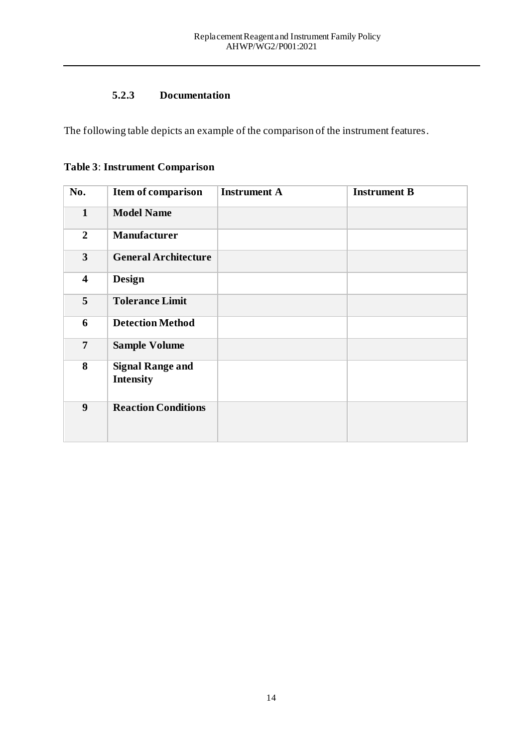#### 5.2.3 Documentation

The following table depicts an example of the comparison of the instrument features.

**Table 3**: **Instrument Comparison**

| No. | Item of comparison | Instrument A | Instrument B |
|---|---|---|---|
| 1 | Model Name | | |
| 2 | Manufacturer | | |
| 3 | General Architecture | | |
| 4 | Design | | |
| 5 | Tolerance Limit | | |
| 6 | Detection Method | | |
| 7 | Sample Volume | | |
| 8 | Signal Range and Intensity | | |
| 9 | Reaction Conditions | | |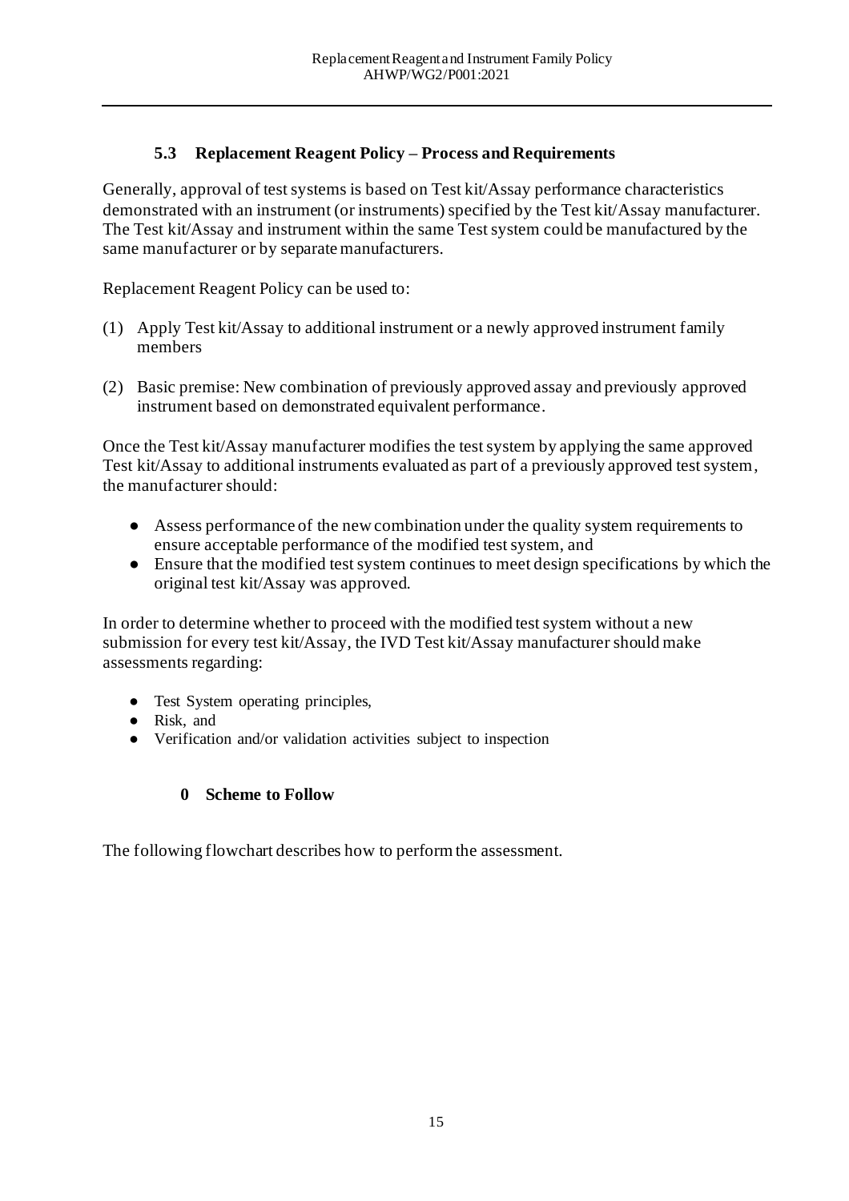### 5.3 Replacement Reagent Policy – Process and Requirements

Generally, approval of test systems is based on Test kit/Assay performance characteristics demonstrated with an instrument (or instruments) specified by the Test kit/Assay manufacturer. The Test kit/Assay and instrument within the same Test system could be manufactured by the same manufacturer or by separate manufacturers.

Replacement Reagent Policy can be used to:

(1) Apply Test kit/Assay to additional instrument or a newly approved instrument family members

(2) Basic premise: New combination of previously approved assay and previously approved instrument based on demonstrated equivalent performance.

Once the Test kit/Assay manufacturer modifies the test system by applying the same approved Test kit/Assay to additional instruments evaluated as part of a previously approved test system, the manufacturer should:

- Assess performance of the new combination under the quality system requirements to ensure acceptable performance of the modified test system, and
- Ensure that the modified test system continues to meet design specifications by which the original test kit/Assay was approved.

In order to determine whether to proceed with the modified test system without a new submission for every test kit/Assay, the IVD Test kit/Assay manufacturer should make assessments regarding:

- Test System operating principles,
- Risk, and
- Verification and/or validation activities subject to inspection

#### 0 Scheme to Follow

The following flowchart describes how to perform the assessment.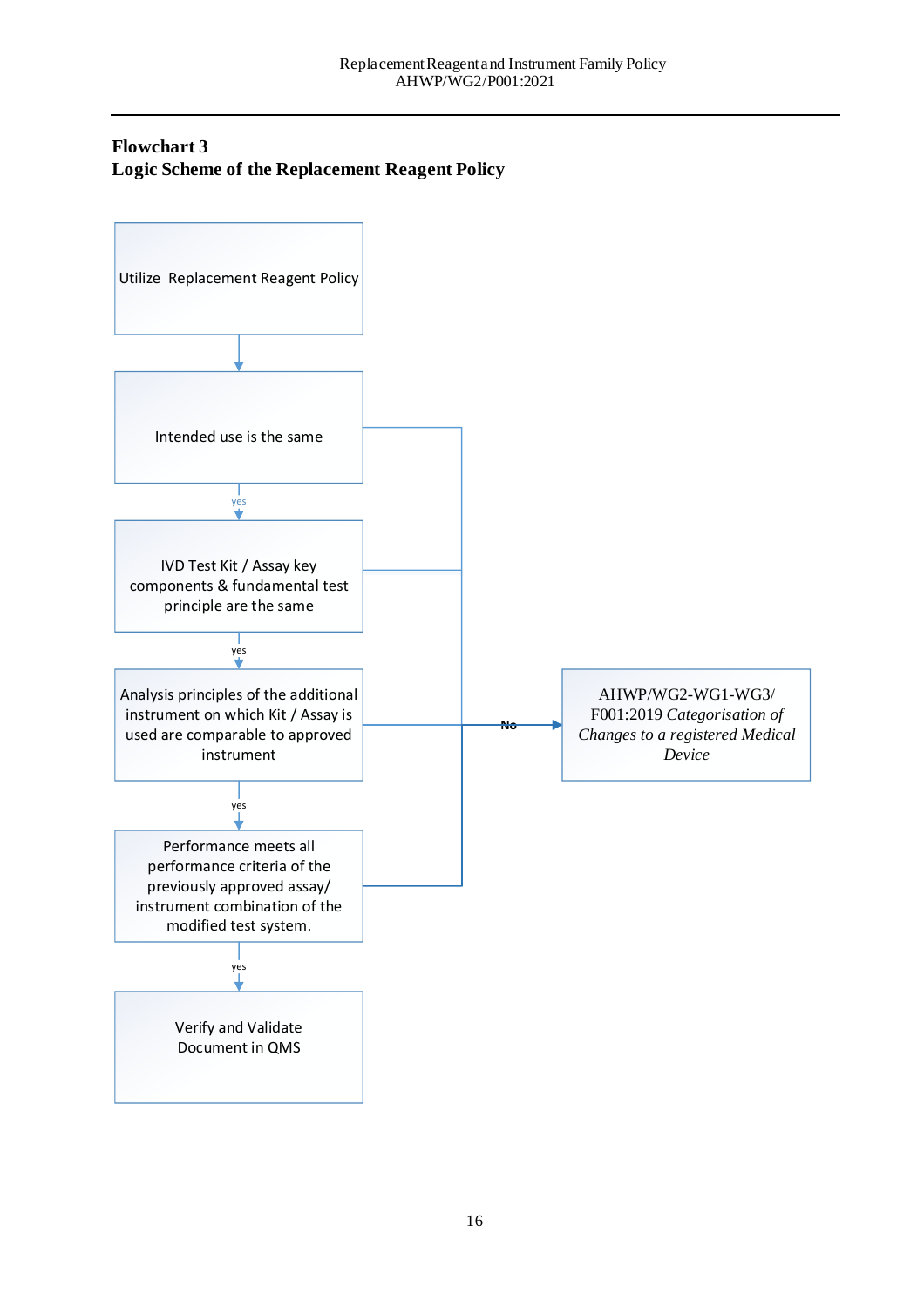**Flowchart 3**
**Logic Scheme of the Replacement Reagent Policy**

Utilize Replacement Reagent Policy

Intended use is the same

yes

IVD Test Kit / Assay key components & fundamental test principle are the same

yes

Analysis principles of the additional instrument on which Kit / Assay is used are comparable to approved instrument

yes

Performance meets all performance criteria of the previously approved assay/ instrument combination of the modified test system.

yes

Verify and Validate Document in QMS

No

AHWP/WG2-WG1-WG3/ F001:2019 *Categorisation of Changes to a registered Medical Device*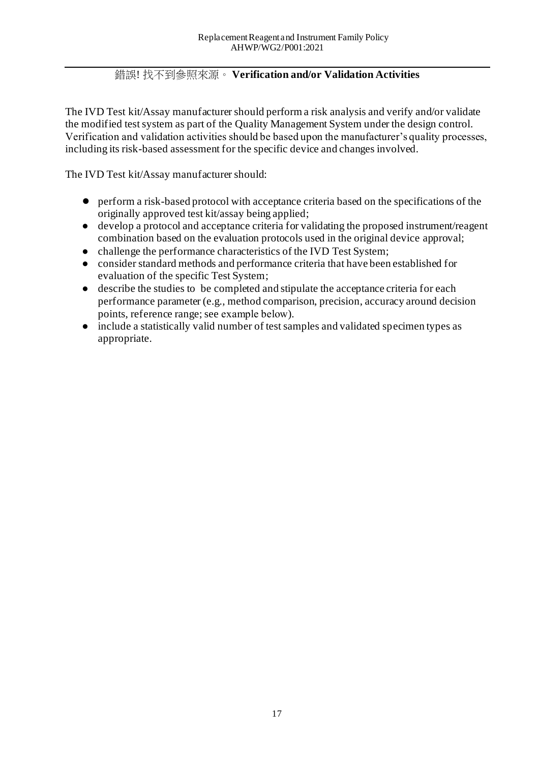## 錯誤! 找不到參照來源。 Verification and/or Validation Activities

The IVD Test kit/Assay manufacturer should perform a risk analysis and verify and/or validate the modified test system as part of the Quality Management System under the design control. Verification and validation activities should be based upon the manufacturer's quality processes, including its risk-based assessment for the specific device and changes involved.

The IVD Test kit/Assay manufacturer should:

- perform a risk-based protocol with acceptance criteria based on the specifications of the originally approved test kit/assay being applied;
- develop a protocol and acceptance criteria for validating the proposed instrument/reagent combination based on the evaluation protocols used in the original device approval;
- challenge the performance characteristics of the IVD Test System;
- consider standard methods and performance criteria that have been established for evaluation of the specific Test System;
- describe the studies to be completed and stipulate the acceptance criteria for each performance parameter (e.g., method comparison, precision, accuracy around decision points, reference range; see example below).
- include a statistically valid number of test samples and validated specimen types as appropriate.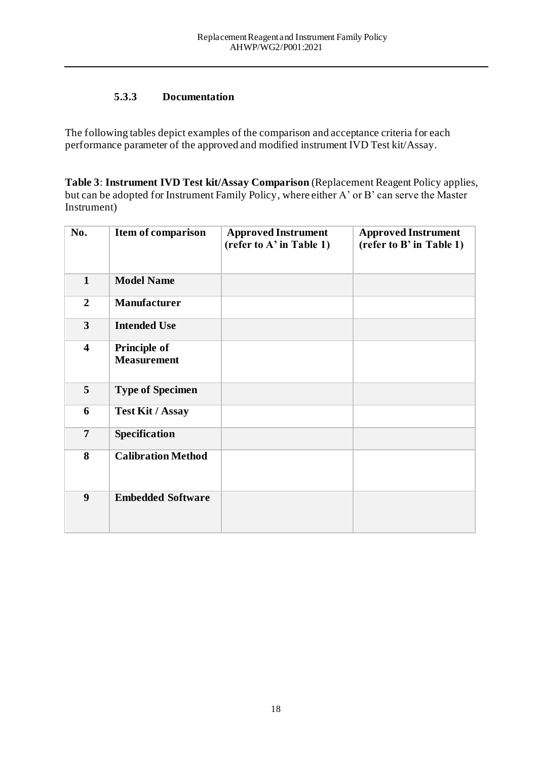#### 5.3.3 Documentation

The following tables depict examples of the comparison and acceptance criteria for each performance parameter of the approved and modified instrument IVD Test kit/Assay.

**Table 3**: **Instrument IVD Test kit/Assay Comparison** (Replacement Reagent Policy applies, but can be adopted for Instrument Family Policy, where either A' or B' can serve the Master Instrument)

| No. | Item of comparison | Approved Instrument (refer to A' in Table 1) | Approved Instrument (refer to B' in Table 1) |
|---|---|---|---|
| **1** | **Model Name** | | |
| **2** | **Manufacturer** | | |
| **3** | **Intended Use** | | |
| **4** | **Principle of Measurement** | | |
| **5** | **Type of Specimen** | | |
| **6** | **Test Kit / Assay** | | |
| **7** | **Specification** | | |
| **8** | **Calibration Method** | | |
| **9** | **Embedded Software** | | |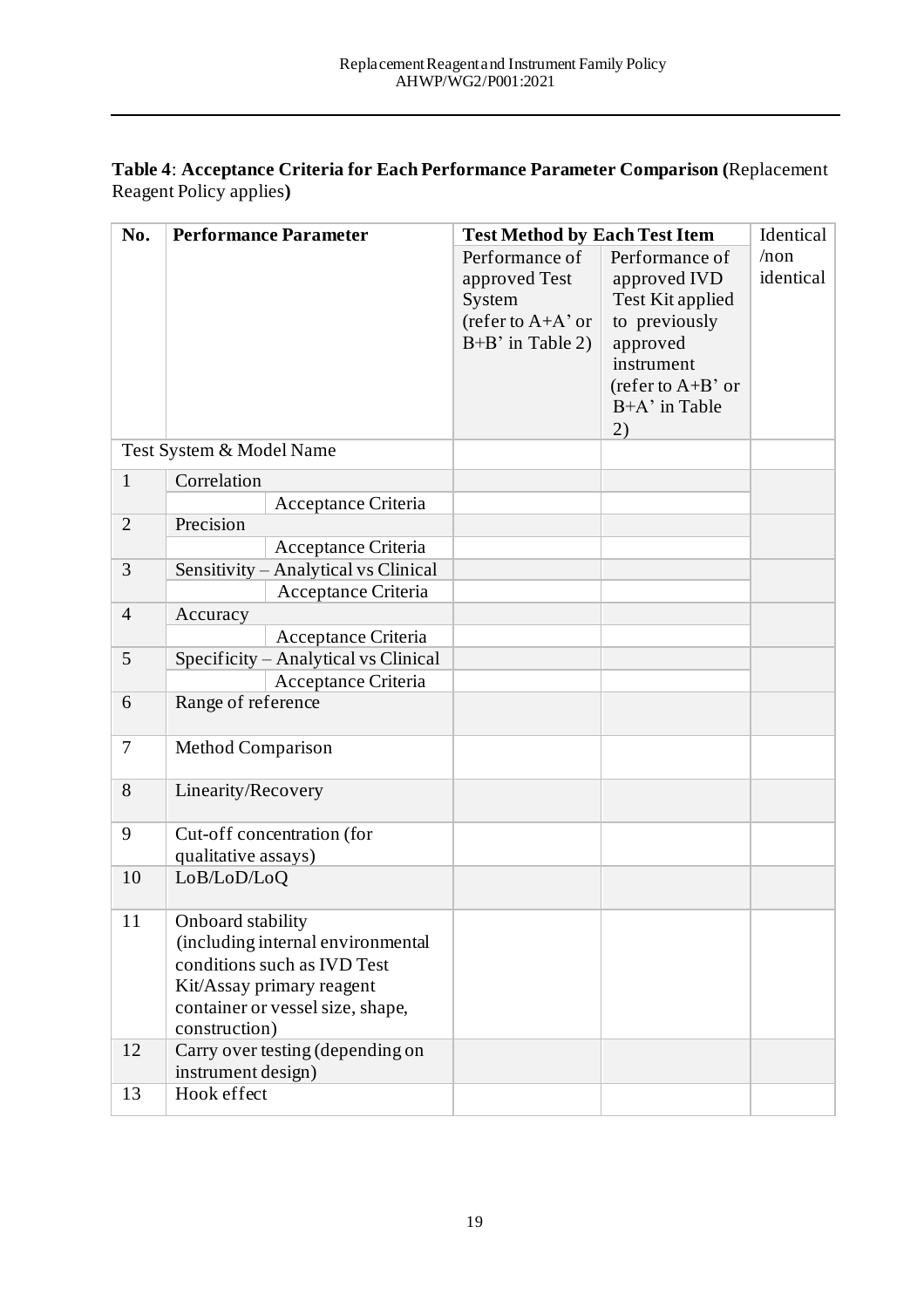**Table 4**: **Acceptance Criteria for Each Performance Parameter Comparison (**Replacement Reagent Policy applies**)**

| No. | Performance Parameter | | Test Method by Each Test Item | | Identical /non identical |
|---|---|---|---|---|---|
| | | | Performance of approved Test System (refer to A+A' or B+B' in Table 2) | Performance of approved IVD Test Kit applied to previously approved instrument (refer to A+B' or B+A' in Table 2) | |
| Test System & Model Name | | | | | |
| 1 | Correlation | | | | |
| | | Acceptance Criteria | | | |
| 2 | Precision | | | | |
| | | Acceptance Criteria | | | |
| 3 | Sensitivity – Analytical vs Clinical | | | | |
| | | Acceptance Criteria | | | |
| 4 | Accuracy | | | | |
| | | Acceptance Criteria | | | |
| 5 | Specificity – Analytical vs Clinical | | | | |
| | | Acceptance Criteria | | | |
| 6 | Range of reference | | | | |
| 7 | Method Comparison | | | | |
| 8 | Linearity/Recovery | | | | |
| 9 | Cut-off concentration (for qualitative assays) | | | | |
| 10 | LoB/LoD/LoQ | | | | |
| 11 | Onboard stability (including internal environmental conditions such as IVD Test Kit/Assay primary reagent container or vessel size, shape, construction) | | | | |
| 12 | Carry over testing (depending on instrument design) | | | | |
| 13 | Hook effect | | | | |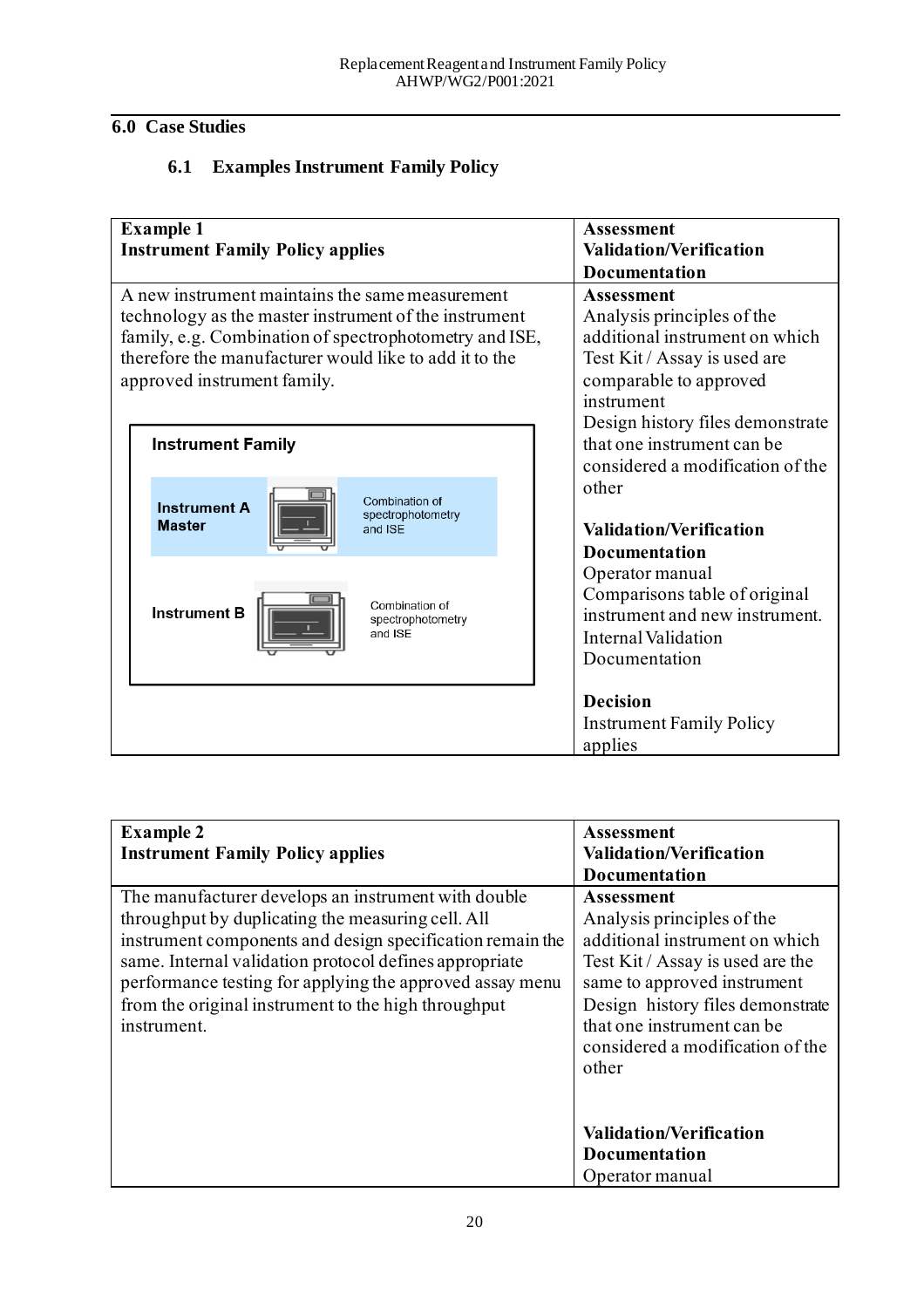## 6.0 Case Studies

### 6.1 Examples Instrument Family Policy

| **Example 1**<br>**Instrument Family Policy applies** | **Assessment**<br>**Validation/Verification Documentation** |
|---|---|
| A new instrument maintains the same measurement technology as the master instrument of the instrument family, e.g. Combination of spectrophotometry and ISE, therefore the manufacturer would like to add it to the approved instrument family.<br><br>**Instrument Family**<br>**Instrument A Master** – Combination of spectrophotometry and ISE<br>**Instrument B** – Combination of spectrophotometry and ISE | **Assessment**<br>Analysis principles of the additional instrument on which Test Kit / Assay is used are comparable to approved instrument<br>Design history files demonstrate that one instrument can be considered a modification of the other<br><br>**Validation/Verification Documentation**<br>Operator manual<br>Comparisons table of original instrument and new instrument.<br>Internal Validation Documentation<br><br>**Decision**<br>Instrument Family Policy applies |

| **Example 2**<br>**Instrument Family Policy applies** | **Assessment**<br>**Validation/Verification Documentation** |
|---|---|
| The manufacturer develops an instrument with double throughput by duplicating the measuring cell. All instrument components and design specification remain the same. Internal validation protocol defines appropriate performance testing for applying the approved assay menu from the original instrument to the high throughput instrument. | **Assessment**<br>Analysis principles of the additional instrument on which Test Kit / Assay is used are the same to approved instrument<br>Design history files demonstrate that one instrument can be considered a modification of the other<br><br>**Validation/Verification Documentation**<br>Operator manual |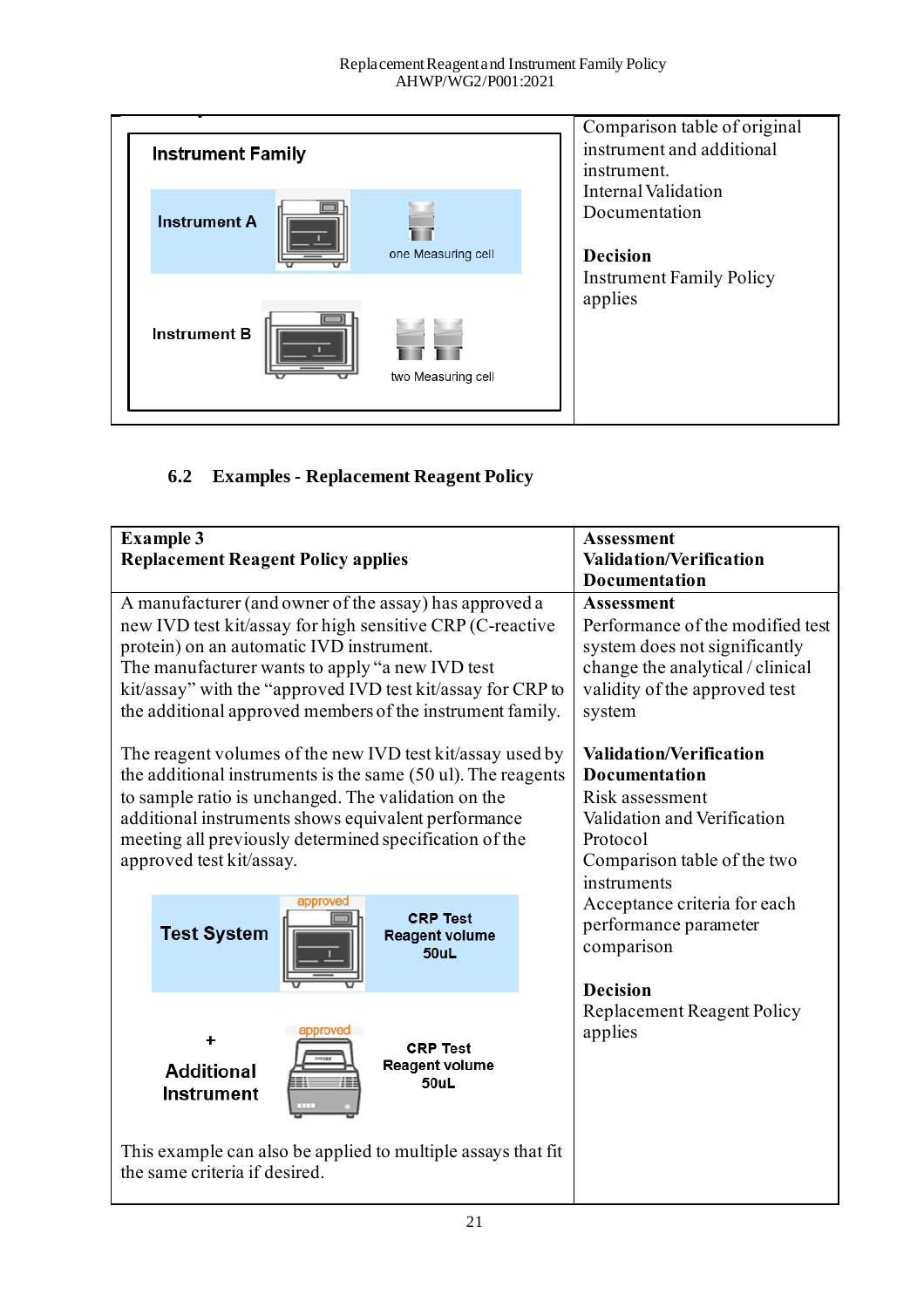| | |
|---|---|
| **Instrument Family**<br><br>Instrument A — one Measuring cell<br><br>Instrument B — two Measuring cell | Comparison table of original instrument and additional instrument.<br>Internal Validation Documentation<br><br>**Decision**<br>Instrument Family Policy applies |

### 6.2 Examples - Replacement Reagent Policy

| **Example 3**<br>**Replacement Reagent Policy applies** | **Assessment**<br>**Validation/Verification Documentation** |
|---|---|
| A manufacturer (and owner of the assay) has approved a new IVD test kit/assay for high sensitive CRP (C-reactive protein) on an automatic IVD instrument.<br>The manufacturer wants to apply "a new IVD test kit/assay" with the "approved IVD test kit/assay for CRP to the additional approved members of the instrument family.<br><br>The reagent volumes of the new IVD test kit/assay used by the additional instruments is the same (50 ul). The reagents to sample ratio is unchanged. The validation on the additional instruments shows equivalent performance meeting all previously determined specification of the approved test kit/assay.<br><br>Test System — approved — CRP Test Reagent volume 50uL<br><br>+ Additional Instrument — approved — CRP Test Reagent volume 50uL<br><br>This example can also be applied to multiple assays that fit the same criteria if desired. | **Assessment**<br>Performance of the modified test system does not significantly change the analytical / clinical validity of the approved test system<br><br>**Validation/Verification Documentation**<br>Risk assessment<br>Validation and Verification Protocol<br>Comparison table of the two instruments<br>Acceptance criteria for each performance parameter comparison<br><br>**Decision**<br>Replacement Reagent Policy applies |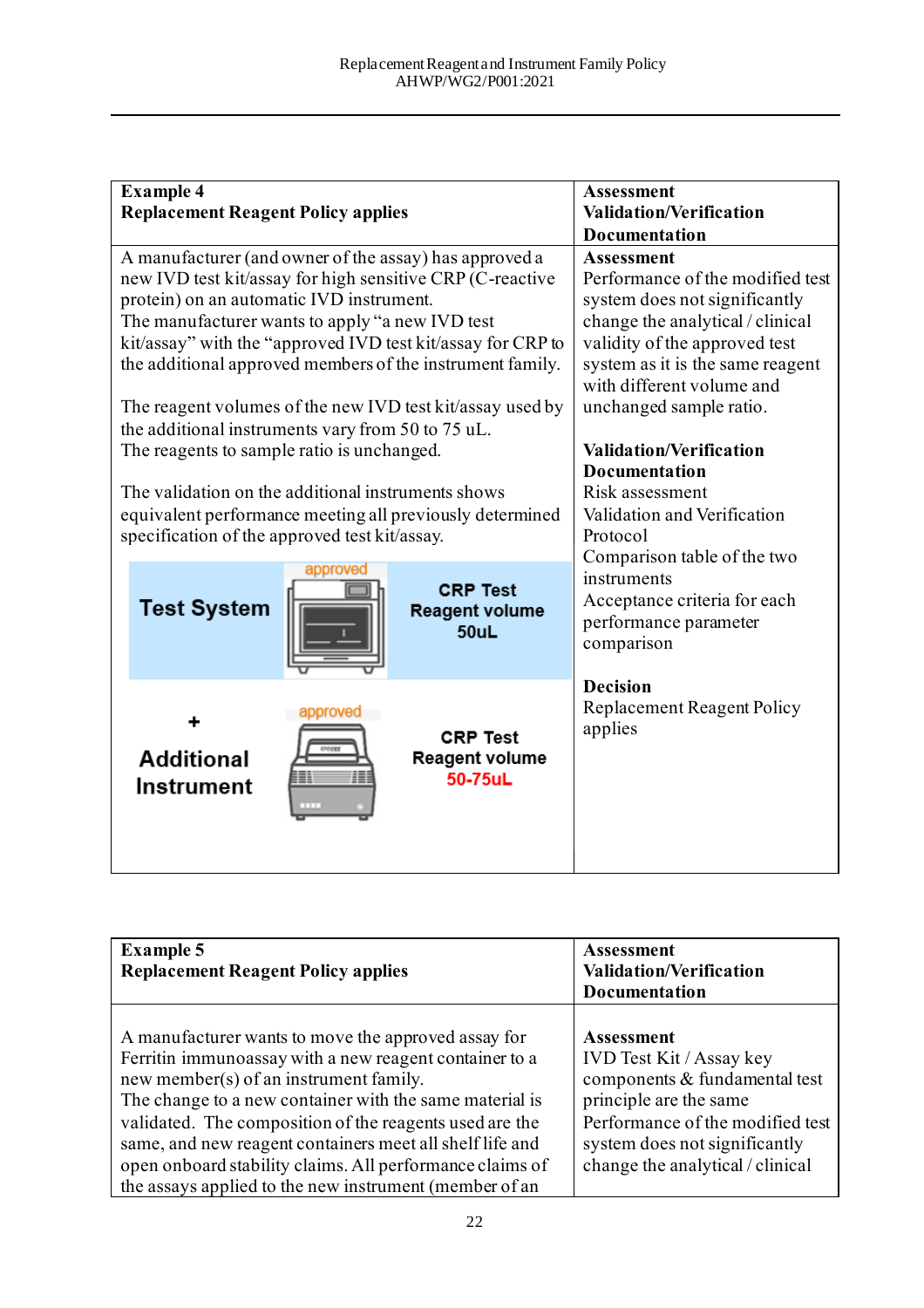| **Example 4**<br>**Replacement Reagent Policy applies** | **Assessment**<br>**Validation/Verification**<br>**Documentation** |
|---|---|
| A manufacturer (and owner of the assay) has approved a new IVD test kit/assay for high sensitive CRP (C-reactive protein) on an automatic IVD instrument.<br>The manufacturer wants to apply "a new IVD test kit/assay" with the "approved IVD test kit/assay for CRP to the additional approved members of the instrument family.<br><br>The reagent volumes of the new IVD test kit/assay used by the additional instruments vary from 50 to 75 uL.<br>The reagents to sample ratio is unchanged.<br><br>The validation on the additional instruments shows equivalent performance meeting all previously determined specification of the approved test kit/assay.<br><br>Test System — approved — CRP Test Reagent volume 50uL<br>+ Additional Instrument — approved — CRP Test Reagent volume 50-75uL | **Assessment**<br>Performance of the modified test system does not significantly change the analytical / clinical validity of the approved test system as it is the same reagent with different volume and unchanged sample ratio.<br><br>**Validation/Verification Documentation**<br>Risk assessment<br>Validation and Verification Protocol<br>Comparison table of the two instruments<br>Acceptance criteria for each performance parameter comparison<br><br>**Decision**<br>Replacement Reagent Policy applies |

| **Example 5**<br>**Replacement Reagent Policy applies** | **Assessment**<br>**Validation/Verification**<br>**Documentation** |
|---|---|
| A manufacturer wants to move the approved assay for Ferritin immunoassay with a new reagent container to a new member(s) of an instrument family.<br>The change to a new container with the same material is validated. The composition of the reagents used are the same, and new reagent containers meet all shelf life and open onboard stability claims. All performance claims of the assays applied to the new instrument (member of an | **Assessment**<br>IVD Test Kit / Assay key components & fundamental test principle are the same<br>Performance of the modified test system does not significantly change the analytical / clinical |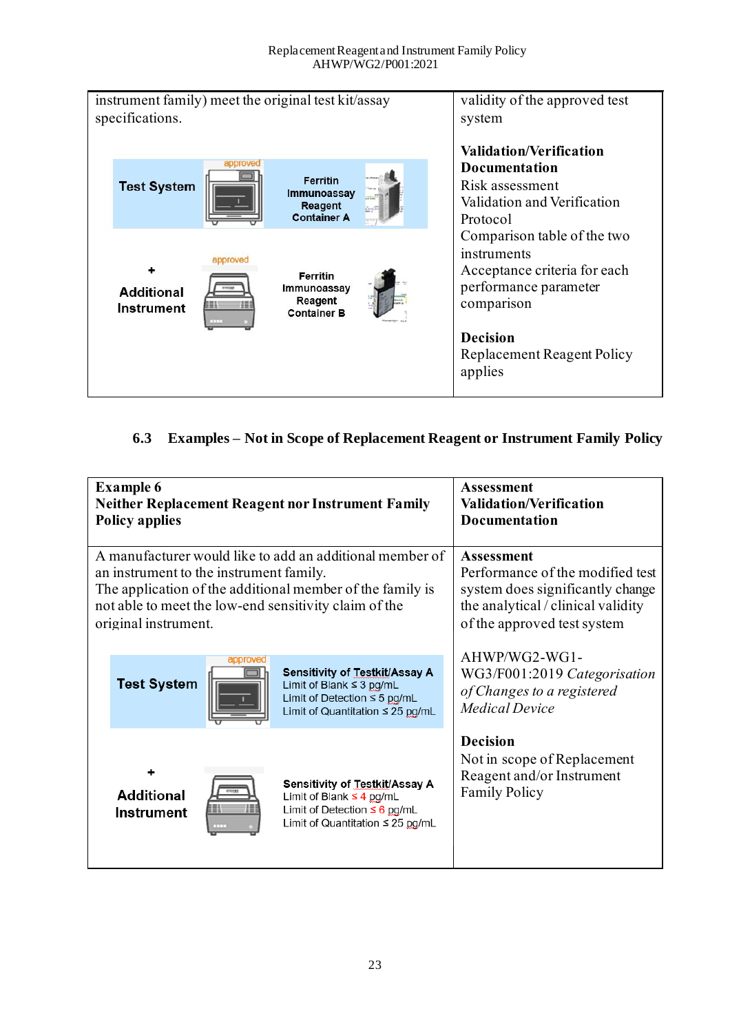| | |
|---|---|
| instrument family) meet the original test kit/assay specifications.<br><br>Test System — approved — Ferritin Immunoassay Reagent Container A<br>+ Additional Instrument — approved — Ferritin Immunoassay Reagent Container B | validity of the approved test system<br><br>**Validation/Verification Documentation**<br>Risk assessment<br>Validation and Verification Protocol<br>Comparison table of the two instruments<br>Acceptance criteria for each performance parameter comparison<br><br>**Decision**<br>Replacement Reagent Policy applies |

### 6.3 Examples – Not in Scope of Replacement Reagent or Instrument Family Policy

| **Example 6**<br>**Neither Replacement Reagent nor Instrument Family Policy applies** | **Assessment**<br>**Validation/Verification Documentation** |
|---|---|
| A manufacturer would like to add an additional member of an instrument to the instrument family.<br>The application of the additional member of the family is not able to meet the low-end sensitivity claim of the original instrument.<br><br>Test System — approved — Sensitivity of Testkit/Assay A<br>Limit of Blank ≤ 3 pg/mL<br>Limit of Detection ≤ 5 pg/mL<br>Limit of Quantitation ≤ 25 pg/mL<br><br>+ Additional Instrument — Sensitivity of Testkit/Assay A<br>Limit of Blank ≤ 4 pg/mL<br>Limit of Detection ≤ 6 pg/mL<br>Limit of Quantitation ≤ 25 pg/mL | **Assessment**<br>Performance of the modified test system does significantly change the analytical / clinical validity of the approved test system<br><br>AHWP/WG2-WG1-WG3/F001:2019 *Categorisation of Changes to a registered Medical Device*<br><br>**Decision**<br>Not in scope of Replacement Reagent and/or Instrument Family Policy |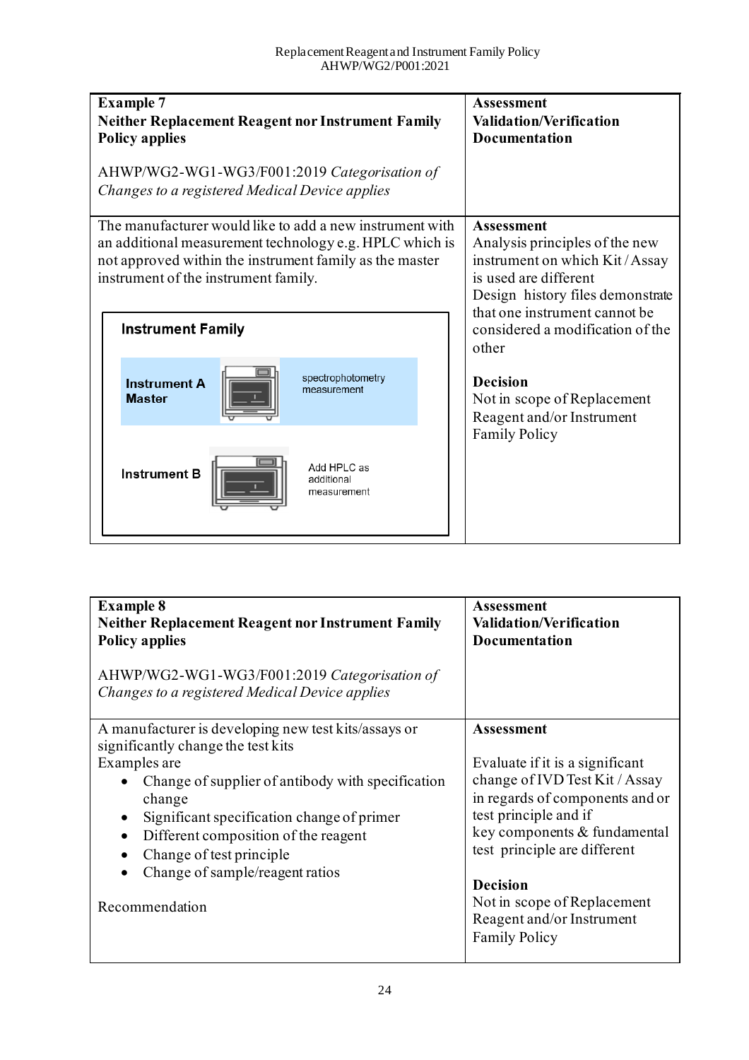| **Example 7**<br>**Neither Replacement Reagent nor Instrument Family Policy applies**<br><br>AHWP/WG2-WG1-WG3/F001:2019 *Categorisation of Changes to a registered Medical Device applies* | **Assessment**<br>**Validation/Verification**<br>**Documentation** |
|---|---|
| The manufacturer would like to add a new instrument with an additional measurement technology e.g. HPLC which is not approved within the instrument family as the master instrument of the instrument family.<br><br>**Instrument Family**<br>**Instrument A Master** – spectrophotometry measurement<br>**Instrument B** – Add HPLC as additional measurement | **Assessment**<br>Analysis principles of the new instrument on which Kit / Assay is used are different<br>Design history files demonstrate that one instrument cannot be considered a modification of the other<br><br>**Decision**<br>Not in scope of Replacement Reagent and/or Instrument Family Policy |

| **Example 8**<br>**Neither Replacement Reagent nor Instrument Family Policy applies**<br><br>AHWP/WG2-WG1-WG3/F001:2019 *Categorisation of Changes to a registered Medical Device applies* | **Assessment**<br>**Validation/Verification**<br>**Documentation** |
|---|---|
| A manufacturer is developing new test kits/assays or significantly change the test kits<br>Examples are<br>• Change of supplier of antibody with specification change<br>• Significant specification change of primer<br>• Different composition of the reagent<br>• Change of test principle<br>• Change of sample/reagent ratios<br><br>Recommendation | **Assessment**<br><br>Evaluate if it is a significant change of IVD Test Kit / Assay in regards of components and or test principle and if key components & fundamental test principle are different<br><br>**Decision**<br>Not in scope of Replacement Reagent and/or Instrument Family Policy |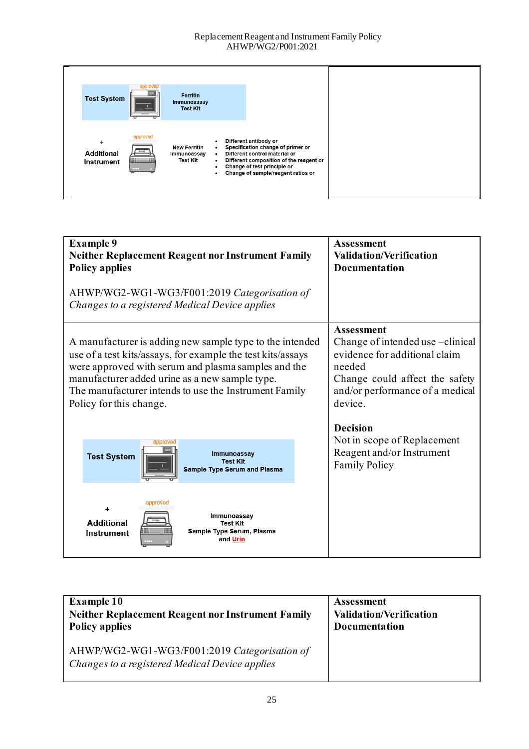| | |
|---|---|
| **Test System** approved Ferritin Immunoassay Test Kit<br><br>+ **Additional Instrument** approved New Ferritin Immunoassay Test Kit<br>• Different antibody or<br>• Specification change of primer or<br>• Different control material or<br>• Different composition of the reagent or<br>• Change of test principle or<br>• Change of sample/reagent ratios or | |

| **Example 9**<br>**Neither Replacement Reagent nor Instrument Family Policy applies**<br><br>AHWP/WG2-WG1-WG3/F001:2019 *Categorisation of Changes to a registered Medical Device applies* | **Assessment**<br>**Validation/Verification**<br>**Documentation** |
|---|---|
| A manufacturer is adding new sample type to the intended use of a test kits/assays, for example the test kits/assays were approved with serum and plasma samples and the manufacturer added urine as a new sample type.<br>The manufacturer intends to use the Instrument Family Policy for this change.<br><br>**Test System** approved Immunoassay Test Kit Sample Type Serum and Plasma<br><br>+ **Additional Instrument** approved Immunoassay Test Kit Sample Type Serum, Plasma and Urin | **Assessment**<br>Change of intended use –clinical evidence for additional claim needed<br>Change could affect the safety and/or performance of a medical device.<br><br>**Decision**<br>Not in scope of Replacement Reagent and/or Instrument Family Policy |

| **Example 10**<br>**Neither Replacement Reagent nor Instrument Family Policy applies**<br><br>AHWP/WG2-WG1-WG3/F001:2019 *Categorisation of Changes to a registered Medical Device applies* | **Assessment**<br>**Validation/Verification**<br>**Documentation** |
|---|---|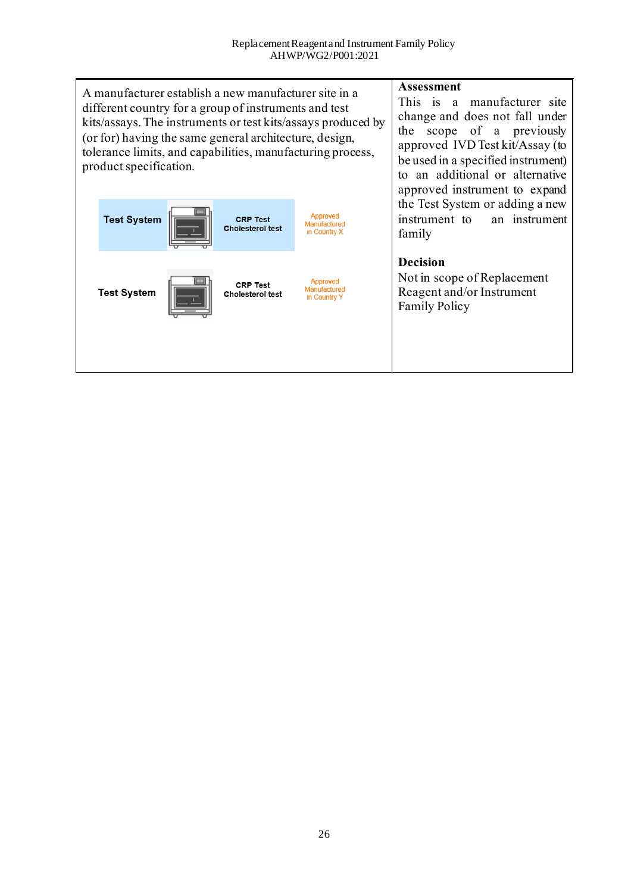| | |
|---|---|
| A manufacturer establish a new manufacturer site in a different country for a group of instruments and test kits/assays. The instruments or test kits/assays produced by (or for) having the same general architecture, design, tolerance limits, and capabilities, manufacturing process, product specification.<br><br>Test System — CRP Test Cholesterol test — Approved Manufactured in Country X<br><br>Test System — CRP Test Cholesterol test — Approved Manufactured in Country Y | **Assessment**<br>This is a manufacturer site change and does not fall under the scope of a previously approved IVD Test kit/Assay (to be used in a specified instrument) to an additional or alternative approved instrument to expand the Test System or adding a new instrument to an instrument family<br><br>**Decision**<br>Not in scope of Replacement Reagent and/or Instrument Family Policy |